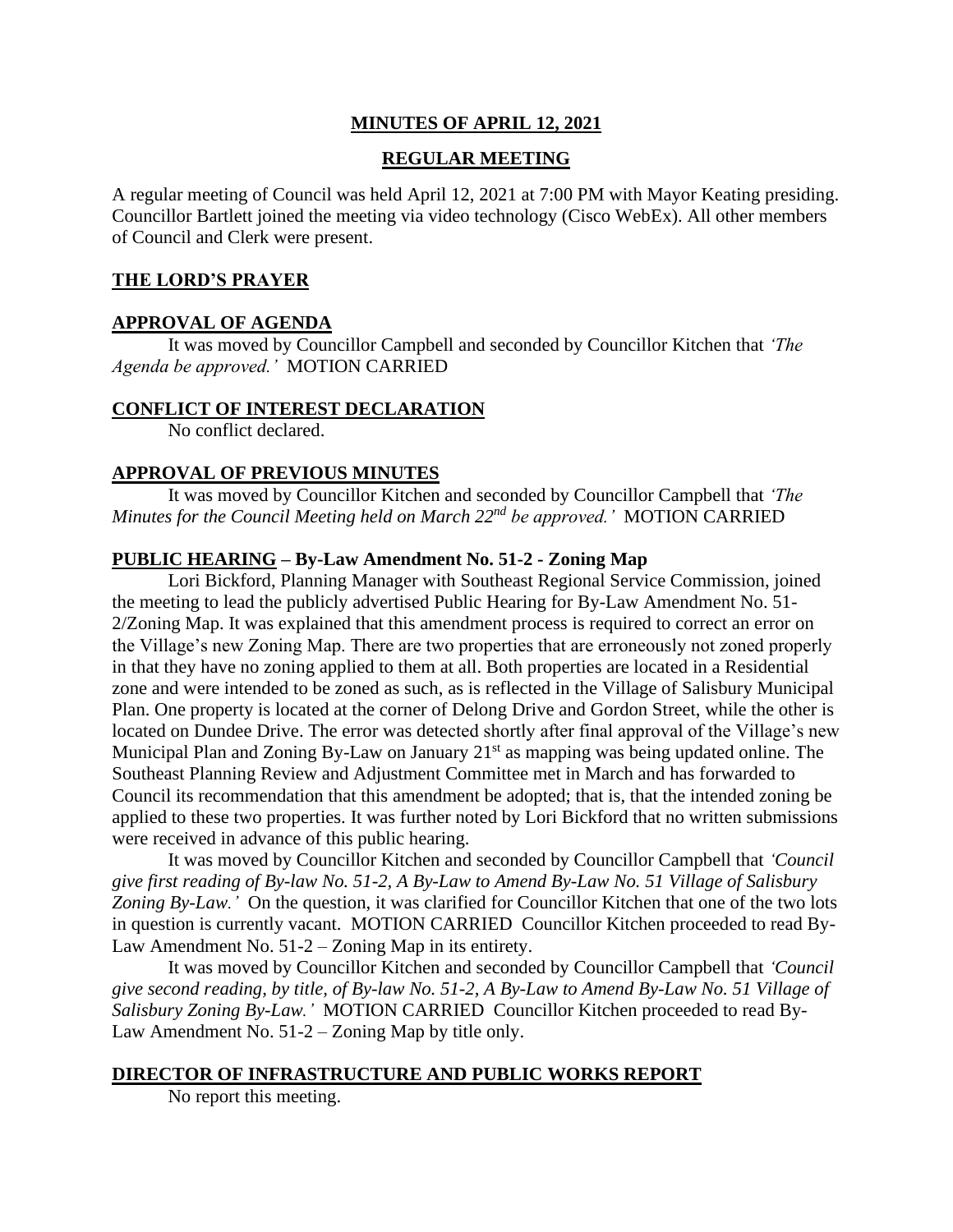**MINUTES OF APRIL 12, 2021**

**REGULAR MEETING**

A regular meeting of Council was held April 12, 2021 at 7:00 PM with Mayor Keating presiding. Councillor Bartlett joined the meeting via video technology (Cisco WebEx). All other members of Council and Clerk were present.

**THE LORD'S PRAYER**

**APPROVAL OF AGENDA**

It was moved by Councillor Campbell and seconded by Councillor Kitchen that *'The Agenda be approved.'* MOTION CARRIED

**CONFLICT OF INTEREST DECLARATION**

No conflict declared.

**APPROVAL OF PREVIOUS MINUTES**

It was moved by Councillor Kitchen and seconded by Councillor Campbell that *'The Minutes for the Council Meeting held on March 22nd be approved.'* MOTION CARRIED

**PUBLIC HEARING – By-Law Amendment No. 51-2 - Zoning Map**

Lori Bickford, Planning Manager with Southeast Regional Service Commission, joined the meeting to lead the publicly advertised Public Hearing for By-Law Amendment No. 51-2/Zoning Map. It was explained that this amendment process is required to correct an error on the Village's new Zoning Map. There are two properties that are erroneously not zoned properly in that they have no zoning applied to them at all. Both properties are located in a Residential zone and were intended to be zoned as such, as is reflected in the Village of Salisbury Municipal Plan. One property is located at the corner of Delong Drive and Gordon Street, while the other is located on Dundee Drive. The error was detected shortly after final approval of the Village's new Municipal Plan and Zoning By-Law on January 21st as mapping was being updated online. The Southeast Planning Review and Adjustment Committee met in March and has forwarded to Council its recommendation that this amendment be adopted; that is, that the intended zoning be applied to these two properties. It was further noted by Lori Bickford that no written submissions were received in advance of this public hearing.

It was moved by Councillor Kitchen and seconded by Councillor Campbell that *'Council give first reading of By-law No. 51-2, A By-Law to Amend By-Law No. 51 Village of Salisbury Zoning By-Law.'* On the question, it was clarified for Councillor Kitchen that one of the two lots in question is currently vacant. MOTION CARRIED Councillor Kitchen proceeded to read By-Law Amendment No. 51-2 – Zoning Map in its entirety.

It was moved by Councillor Kitchen and seconded by Councillor Campbell that *'Council give second reading, by title, of By-law No. 51-2, A By-Law to Amend By-Law No. 51 Village of Salisbury Zoning By-Law.'* MOTION CARRIED Councillor Kitchen proceeded to read By-Law Amendment No. 51-2 – Zoning Map by title only.

**DIRECTOR OF INFRASTRUCTURE AND PUBLIC WORKS REPORT**

No report this meeting.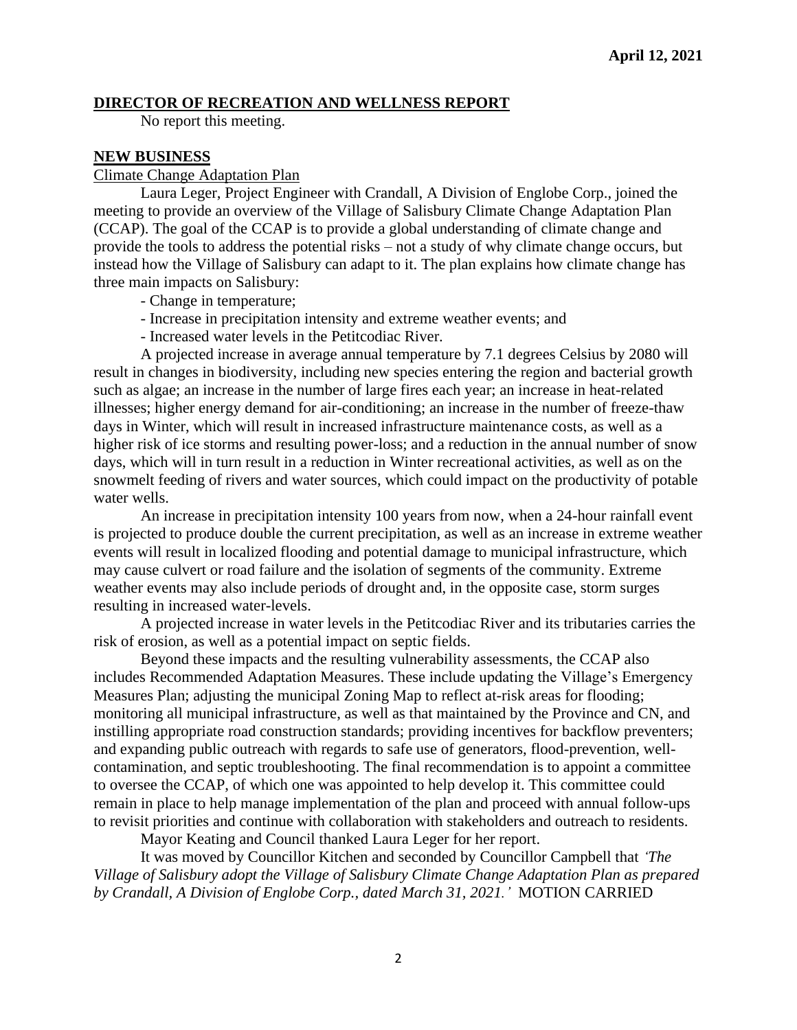**DIRECTOR OF RECREATION AND WELLNESS REPORT**

No report this meeting.

**NEW BUSINESS**

Climate Change Adaptation Plan

Laura Leger, Project Engineer with Crandall, A Division of Englobe Corp., joined the meeting to provide an overview of the Village of Salisbury Climate Change Adaptation Plan (CCAP). The goal of the CCAP is to provide a global understanding of climate change and provide the tools to address the potential risks – not a study of why climate change occurs, but instead how the Village of Salisbury can adapt to it. The plan explains how climate change has three main impacts on Salisbury:

- Change in temperature;
- Increase in precipitation intensity and extreme weather events; and
- Increased water levels in the Petitcodiac River.

A projected increase in average annual temperature by 7.1 degrees Celsius by 2080 will result in changes in biodiversity, including new species entering the region and bacterial growth such as algae; an increase in the number of large fires each year; an increase in heat-related illnesses; higher energy demand for air-conditioning; an increase in the number of freeze-thaw days in Winter, which will result in increased infrastructure maintenance costs, as well as a higher risk of ice storms and resulting power-loss; and a reduction in the annual number of snow days, which will in turn result in a reduction in Winter recreational activities, as well as on the snowmelt feeding of rivers and water sources, which could impact on the productivity of potable water wells.

An increase in precipitation intensity 100 years from now, when a 24-hour rainfall event is projected to produce double the current precipitation, as well as an increase in extreme weather events will result in localized flooding and potential damage to municipal infrastructure, which may cause culvert or road failure and the isolation of segments of the community. Extreme weather events may also include periods of drought and, in the opposite case, storm surges resulting in increased water-levels.

A projected increase in water levels in the Petitcodiac River and its tributaries carries the risk of erosion, as well as a potential impact on septic fields.

Beyond these impacts and the resulting vulnerability assessments, the CCAP also includes Recommended Adaptation Measures. These include updating the Village's Emergency Measures Plan; adjusting the municipal Zoning Map to reflect at-risk areas for flooding; monitoring all municipal infrastructure, as well as that maintained by the Province and CN, and instilling appropriate road construction standards; providing incentives for backflow preventers; and expanding public outreach with regards to safe use of generators, flood-prevention, well-contamination, and septic troubleshooting. The final recommendation is to appoint a committee to oversee the CCAP, of which one was appointed to help develop it. This committee could remain in place to help manage implementation of the plan and proceed with annual follow-ups to revisit priorities and continue with collaboration with stakeholders and outreach to residents.

Mayor Keating and Council thanked Laura Leger for her report.

It was moved by Councillor Kitchen and seconded by Councillor Campbell that *'The Village of Salisbury adopt the Village of Salisbury Climate Change Adaptation Plan as prepared by Crandall, A Division of Englobe Corp., dated March 31, 2021.'* MOTION CARRIED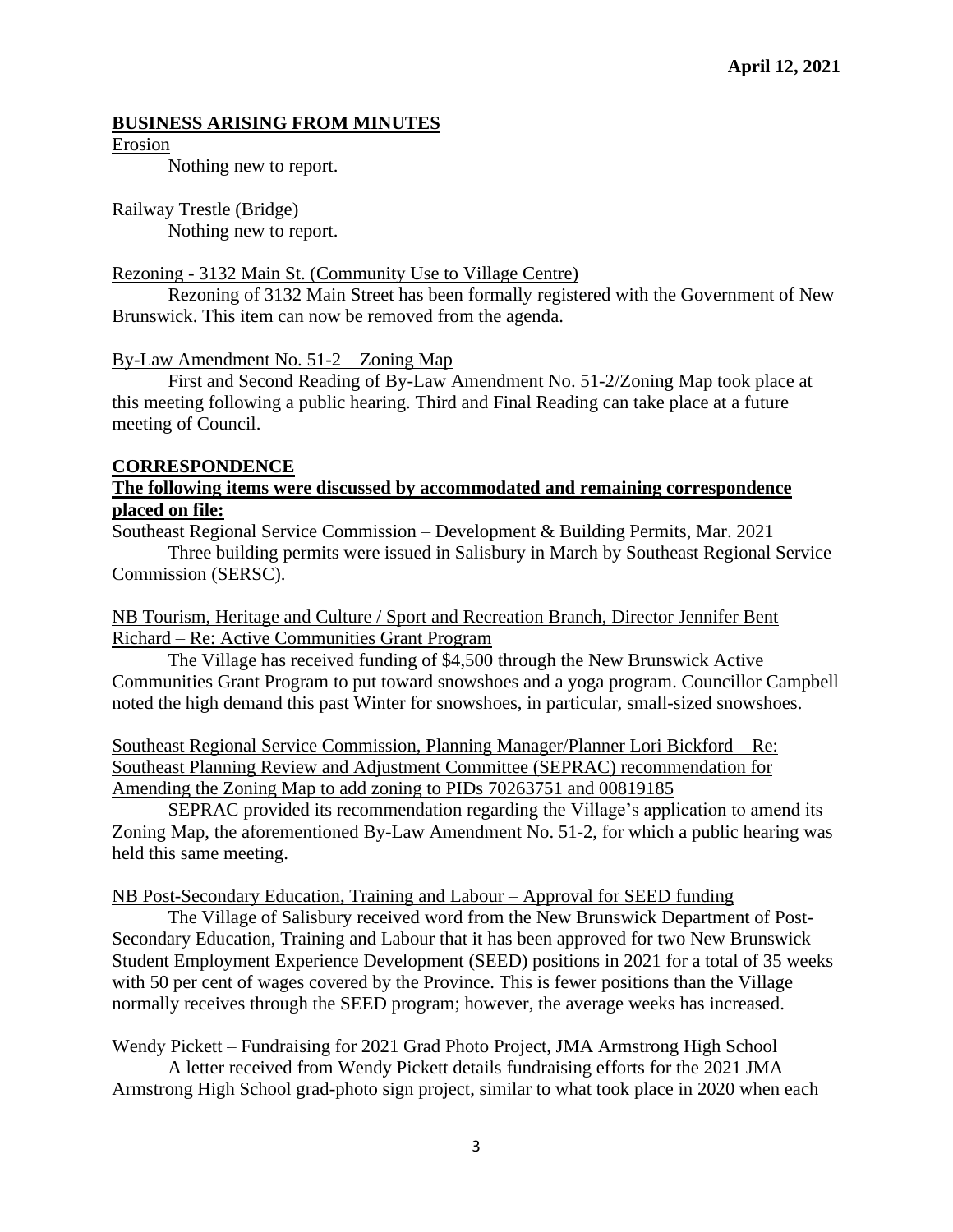**April 12, 2021**

## BUSINESS ARISING FROM MINUTES

Erosion

Nothing new to report.

Railway Trestle (Bridge)

Nothing new to report.

Rezoning - 3132 Main St. (Community Use to Village Centre)

Rezoning of 3132 Main Street has been formally registered with the Government of New Brunswick. This item can now be removed from the agenda.

By-Law Amendment No. 51-2 – Zoning Map

First and Second Reading of By-Law Amendment No. 51-2/Zoning Map took place at this meeting following a public hearing. Third and Final Reading can take place at a future meeting of Council.

## CORRESPONDENCE

**The following items were discussed by accommodated and remaining correspondence placed on file:**

Southeast Regional Service Commission – Development & Building Permits, Mar. 2021

Three building permits were issued in Salisbury in March by Southeast Regional Service Commission (SERSC).

NB Tourism, Heritage and Culture / Sport and Recreation Branch, Director Jennifer Bent Richard – Re: Active Communities Grant Program

The Village has received funding of $4,500 through the New Brunswick Active Communities Grant Program to put toward snowshoes and a yoga program. Councillor Campbell noted the high demand this past Winter for snowshoes, in particular, small-sized snowshoes.

Southeast Regional Service Commission, Planning Manager/Planner Lori Bickford – Re: Southeast Planning Review and Adjustment Committee (SEPRAC) recommendation for Amending the Zoning Map to add zoning to PIDs 70263751 and 00819185

SEPRAC provided its recommendation regarding the Village's application to amend its Zoning Map, the aforementioned By-Law Amendment No. 51-2, for which a public hearing was held this same meeting.

NB Post-Secondary Education, Training and Labour – Approval for SEED funding

The Village of Salisbury received word from the New Brunswick Department of Post-Secondary Education, Training and Labour that it has been approved for two New Brunswick Student Employment Experience Development (SEED) positions in 2021 for a total of 35 weeks with 50 per cent of wages covered by the Province. This is fewer positions than the Village normally receives through the SEED program; however, the average weeks has increased.

Wendy Pickett – Fundraising for 2021 Grad Photo Project, JMA Armstrong High School

A letter received from Wendy Pickett details fundraising efforts for the 2021 JMA Armstrong High School grad-photo sign project, similar to what took place in 2020 when each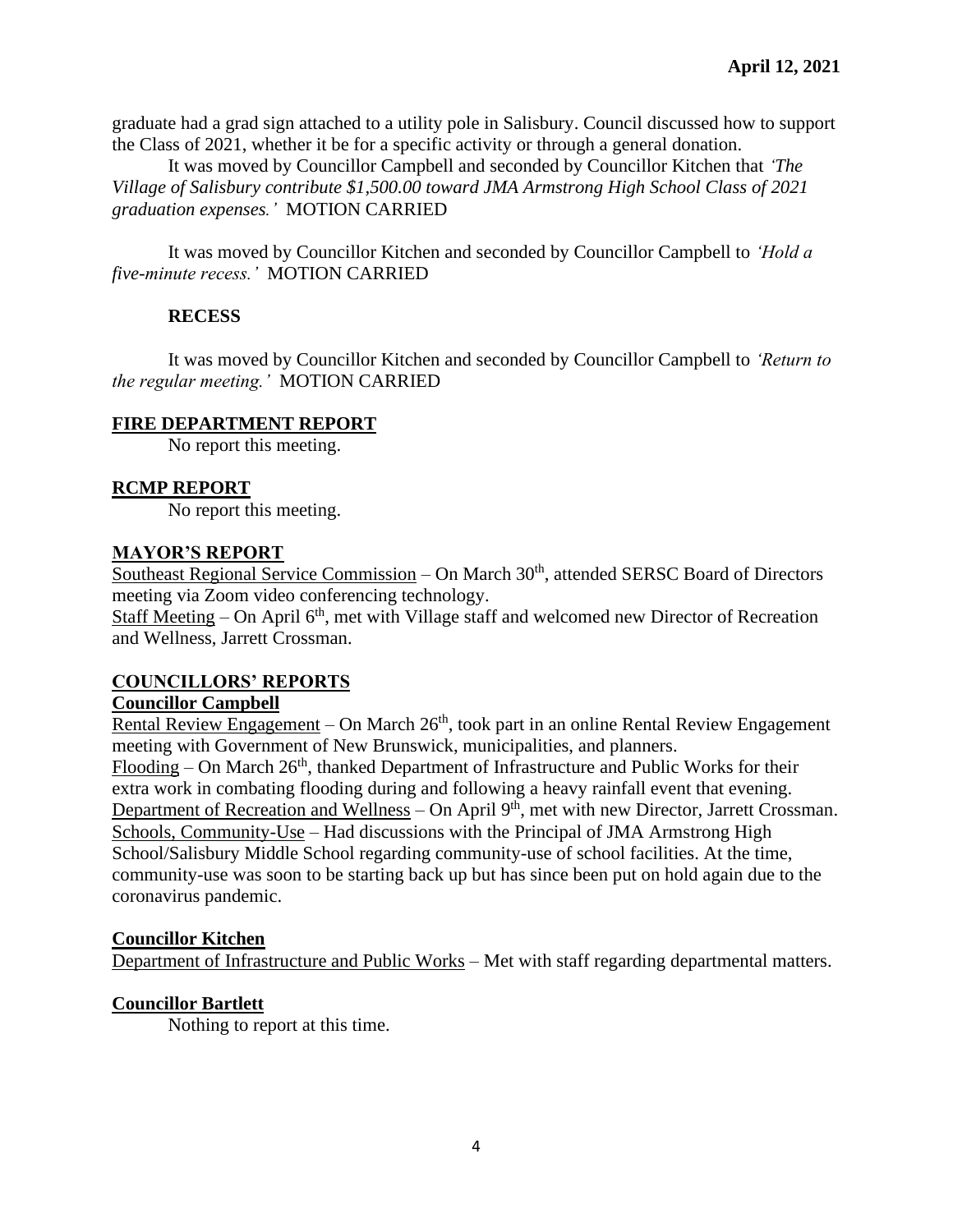graduate had a grad sign attached to a utility pole in Salisbury. Council discussed how to support the Class of 2021, whether it be for a specific activity or through a general donation.

It was moved by Councillor Campbell and seconded by Councillor Kitchen that *'The Village of Salisbury contribute $1,500.00 toward JMA Armstrong High School Class of 2021 graduation expenses.'* MOTION CARRIED

It was moved by Councillor Kitchen and seconded by Councillor Campbell to *'Hold a five-minute recess.'* MOTION CARRIED

**RECESS**

It was moved by Councillor Kitchen and seconded by Councillor Campbell to *'Return to the regular meeting.'* MOTION CARRIED

## FIRE DEPARTMENT REPORT

No report this meeting.

## RCMP REPORT

No report this meeting.

## MAYOR'S REPORT

Southeast Regional Service Commission – On March 30th, attended SERSC Board of Directors meeting via Zoom video conferencing technology.

Staff Meeting – On April 6th, met with Village staff and welcomed new Director of Recreation and Wellness, Jarrett Crossman.

## COUNCILLORS' REPORTS

### Councillor Campbell

Rental Review Engagement – On March 26th, took part in an online Rental Review Engagement meeting with Government of New Brunswick, municipalities, and planners.

Flooding – On March 26th, thanked Department of Infrastructure and Public Works for their extra work in combating flooding during and following a heavy rainfall event that evening.

Department of Recreation and Wellness – On April 9th, met with new Director, Jarrett Crossman.

Schools, Community-Use – Had discussions with the Principal of JMA Armstrong High School/Salisbury Middle School regarding community-use of school facilities. At the time, community-use was soon to be starting back up but has since been put on hold again due to the coronavirus pandemic.

### Councillor Kitchen

Department of Infrastructure and Public Works – Met with staff regarding departmental matters.

### Councillor Bartlett

Nothing to report at this time.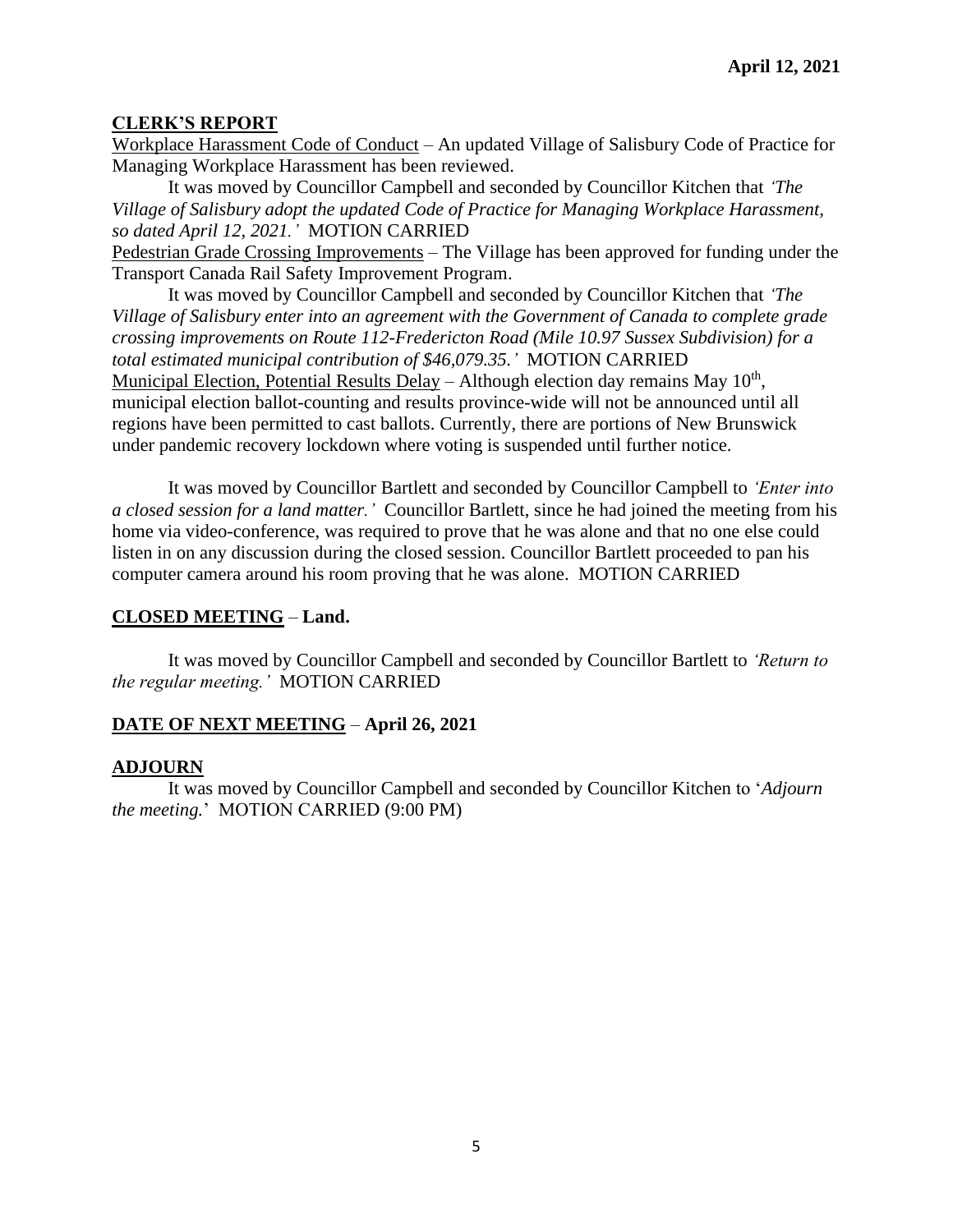**April 12, 2021**

## CLERK'S REPORT

Workplace Harassment Code of Conduct – An updated Village of Salisbury Code of Practice for Managing Workplace Harassment has been reviewed.

It was moved by Councillor Campbell and seconded by Councillor Kitchen that *'The Village of Salisbury adopt the updated Code of Practice for Managing Workplace Harassment, so dated April 12, 2021.'* MOTION CARRIED

Pedestrian Grade Crossing Improvements – The Village has been approved for funding under the Transport Canada Rail Safety Improvement Program.

It was moved by Councillor Campbell and seconded by Councillor Kitchen that *'The Village of Salisbury enter into an agreement with the Government of Canada to complete grade crossing improvements on Route 112-Fredericton Road (Mile 10.97 Sussex Subdivision) for a total estimated municipal contribution of $46,079.35.'* MOTION CARRIED

Municipal Election, Potential Results Delay – Although election day remains May 10th, municipal election ballot-counting and results province-wide will not be announced until all regions have been permitted to cast ballots. Currently, there are portions of New Brunswick under pandemic recovery lockdown where voting is suspended until further notice.

It was moved by Councillor Bartlett and seconded by Councillor Campbell to *'Enter into a closed session for a land matter.'* Councillor Bartlett, since he had joined the meeting from his home via video-conference, was required to prove that he was alone and that no one else could listen in on any discussion during the closed session. Councillor Bartlett proceeded to pan his computer camera around his room proving that he was alone. MOTION CARRIED

## CLOSED MEETING – Land.

It was moved by Councillor Campbell and seconded by Councillor Bartlett to *'Return to the regular meeting.'* MOTION CARRIED

## DATE OF NEXT MEETING – April 26, 2021

## ADJOURN

It was moved by Councillor Campbell and seconded by Councillor Kitchen to '*Adjourn the meeting.*' MOTION CARRIED (9:00 PM)